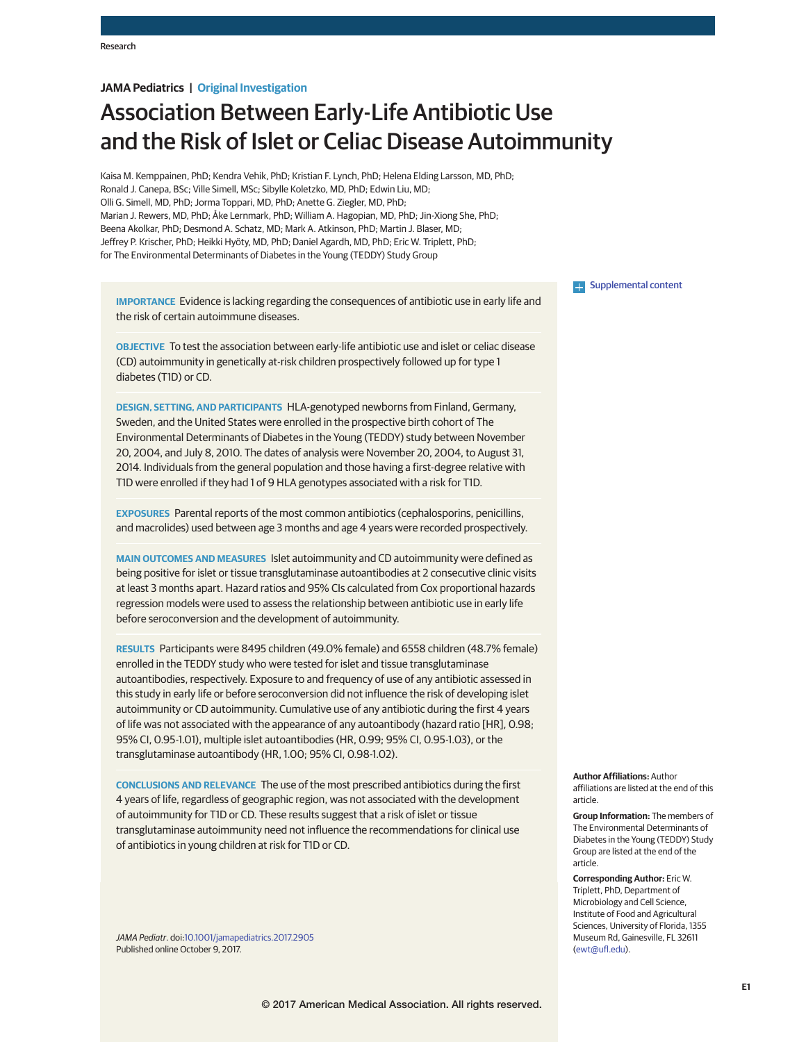JAMA Pediatrics | Original Investigation

# Association Between Early-Life Antibiotic Use and the Risk of Islet or Celiac Disease Autoimmunity

Kaisa M. Kemppainen, PhD; Kendra Vehik, PhD; Kristian F. Lynch, PhD; Helena Elding Larsson, MD, PhD; Ronald J. Canepa, BSc; Ville Simell, MSc; Sibylle Koletzko, MD, PhD; Edwin Liu, MD; Olli G. Simell, MD, PhD; Jorma Toppari, MD, PhD; Anette G. Ziegler, MD, PhD; Marian J. Rewers, MD, PhD; Åke Lernmark, PhD; William A. Hagopian, MD, PhD; Jin-Xiong She, PhD; Beena Akolkar, PhD; Desmond A. Schatz, MD; Mark A. Atkinson, PhD; Martin J. Blaser, MD; Jeffrey P. Krischer, PhD; Heikki Hyöty, MD, PhD; Daniel Agardh, MD, PhD; Eric W. Triplett, PhD; for The Environmental Determinants of Diabetes in the Young (TEDDY) Study Group

Supplemental content

**IMPORTANCE** Evidence is lacking regarding the consequences of antibiotic use in early life and the risk of certain autoimmune diseases.

**OBJECTIVE** To test the association between early-life antibiotic use and islet or celiac disease (CD) autoimmunity in genetically at-risk children prospectively followed up for type 1 diabetes (T1D) or CD.

**DESIGN, SETTING, AND PARTICIPANTS** HLA-genotyped newborns from Finland, Germany, Sweden, and the United States were enrolled in the prospective birth cohort of The Environmental Determinants of Diabetes in the Young (TEDDY) study between November 20, 2004, and July 8, 2010. The dates of analysis were November 20, 2004, to August 31, 2014. Individuals from the general population and those having a first-degree relative with T1D were enrolled if they had 1 of 9 HLA genotypes associated with a risk for T1D.

**EXPOSURES** Parental reports of the most common antibiotics (cephalosporins, penicillins, and macrolides) used between age 3 months and age 4 years were recorded prospectively.

**MAIN OUTCOMES AND MEASURES** Islet autoimmunity and CD autoimmunity were defined as being positive for islet or tissue transglutaminase autoantibodies at 2 consecutive clinic visits at least 3 months apart. Hazard ratios and 95% CIs calculated from Cox proportional hazards regression models were used to assess the relationship between antibiotic use in early life before seroconversion and the development of autoimmunity.

**RESULTS** Participants were 8495 children (49.0% female) and 6558 children (48.7% female) enrolled in the TEDDY study who were tested for islet and tissue transglutaminase autoantibodies, respectively. Exposure to and frequency of use of any antibiotic assessed in this study in early life or before seroconversion did not influence the risk of developing islet autoimmunity or CD autoimmunity. Cumulative use of any antibiotic during the first 4 years of life was not associated with the appearance of any autoantibody (hazard ratio [HR], 0.98; 95% CI, 0.95-1.01), multiple islet autoantibodies (HR, 0.99; 95% CI, 0.95-1.03), or the transglutaminase autoantibody (HR, 1.00; 95% CI, 0.98-1.02).

**CONCLUSIONS AND RELEVANCE** The use of the most prescribed antibiotics during the first 4 years of life, regardless of geographic region, was not associated with the development of autoimmunity for T1D or CD. These results suggest that a risk of islet or tissue transglutaminase autoimmunity need not influence the recommendations for clinical use of antibiotics in young children at risk for T1D or CD.

*JAMA Pediatr*. doi:10.1001/jamapediatrics.2017.2905
Published online October 9, 2017.

**Author Affiliations:** Author affiliations are listed at the end of this article.

**Group Information:** The members of The Environmental Determinants of Diabetes in the Young (TEDDY) Study Group are listed at the end of the article.

**Corresponding Author:** Eric W. Triplett, PhD, Department of Microbiology and Cell Science, Institute of Food and Agricultural Sciences, University of Florida, 1355 Museum Rd, Gainesville, FL 32611 (ewt@ufl.edu).

© 2017 American Medical Association. All rights reserved.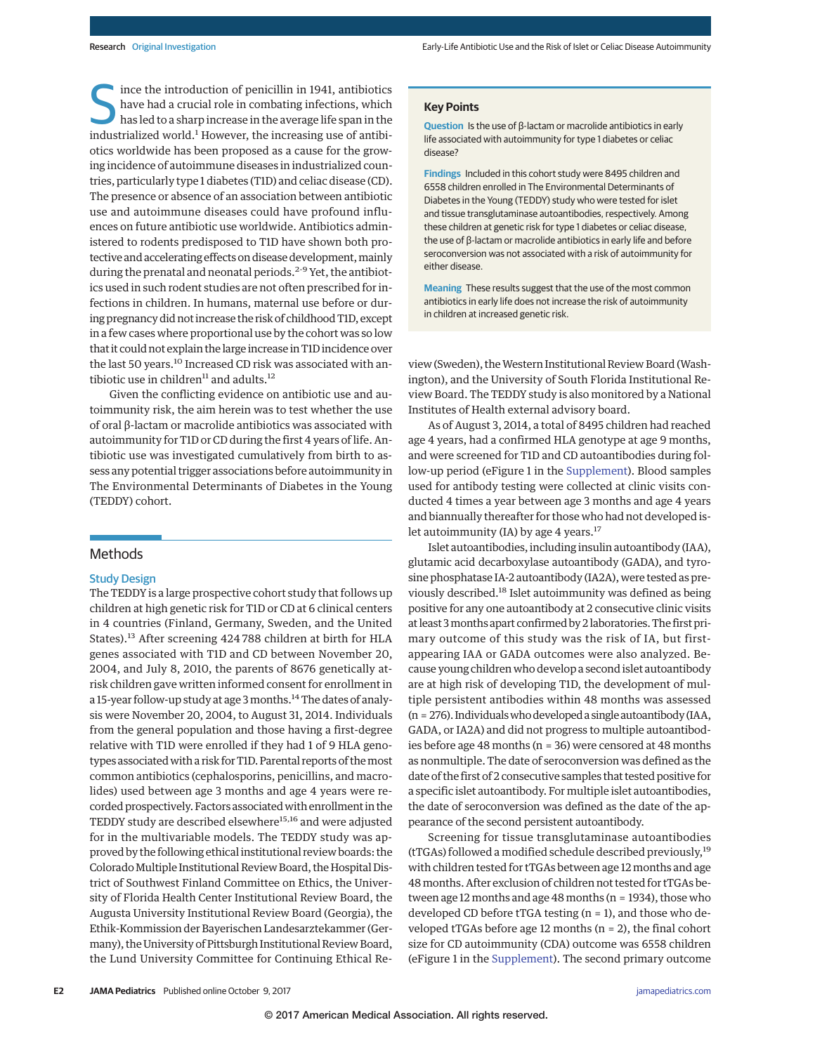Since the introduction of penicillin in 1941, antibiotics have had a crucial role in combating infections, which has led to a sharp increase in the average life span in the industrialized world.[1] However, the increasing use of antibiotics worldwide has been proposed as a cause for the growing incidence of autoimmune diseases in industrialized countries, particularly type 1 diabetes (T1D) and celiac disease (CD). The presence or absence of an association between antibiotic use and autoimmune diseases could have profound influences on future antibiotic use worldwide. Antibiotics administered to rodents predisposed to T1D have shown both protective and accelerating effects on disease development, mainly during the prenatal and neonatal periods.[2-9] Yet, the antibiotics used in such rodent studies are not often prescribed for infections in children. In humans, maternal use before or during pregnancy did not increase the risk of childhood T1D, except in a few cases where proportional use by the cohort was so low that it could not explain the large increase in T1D incidence over the last 50 years.[10] Increased CD risk was associated with antibiotic use in children[11] and adults.[12]

Given the conflicting evidence on antibiotic use and autoimmunity risk, the aim herein was to test whether the use of oral β-lactam or macrolide antibiotics was associated with autoimmunity for T1D or CD during the first 4 years of life. Antibiotic use was investigated cumulatively from birth to assess any potential trigger associations before autoimmunity in The Environmental Determinants of Diabetes in the Young (TEDDY) cohort.

> **Key Points**
>
> **Question** Is the use of β-lactam or macrolide antibiotics in early life associated with autoimmunity for type 1 diabetes or celiac disease?
>
> **Findings** Included in this cohort study were 8495 children and 6558 children enrolled in The Environmental Determinants of Diabetes in the Young (TEDDY) study who were tested for islet and tissue transglutaminase autoantibodies, respectively. Among these children at genetic risk for type 1 diabetes or celiac disease, the use of β-lactam or macrolide antibiotics in early life and before seroconversion was not associated with a risk of autoimmunity for either disease.
>
> **Meaning** These results suggest that the use of the most common antibiotics in early life does not increase the risk of autoimmunity in children at increased genetic risk.

## Methods

### Study Design

The TEDDY is a large prospective cohort study that follows up children at high genetic risk for T1D or CD at 6 clinical centers in 4 countries (Finland, Germany, Sweden, and the United States).[13] After screening 424 788 children at birth for HLA genes associated with T1D and CD between November 20, 2004, and July 8, 2010, the parents of 8676 genetically at-risk children gave written informed consent for enrollment in a 15-year follow-up study at age 3 months.[14] The dates of analysis were November 20, 2004, to August 31, 2014. Individuals from the general population and those having a first-degree relative with T1D were enrolled if they had 1 of 9 HLA genotypes associated with a risk for T1D. Parental reports of the most common antibiotics (cephalosporins, penicillins, and macrolides) used between age 3 months and age 4 years were recorded prospectively. Factors associated with enrollment in the TEDDY study are described elsewhere[15,16] and were adjusted for in the multivariable models. The TEDDY study was approved by the following ethical institutional review boards: the Colorado Multiple Institutional Review Board, the Hospital District of Southwest Finland Committee on Ethics, the University of Florida Health Center Institutional Review Board, the Augusta University Institutional Review Board (Georgia), the Ethik-Kommission der Bayerischen Landesarztekammer (Germany), the University of Pittsburgh Institutional Review Board, the Lund University Committee for Continuing Ethical Review (Sweden), the Western Institutional Review Board (Washington), and the University of South Florida Institutional Review Board. The TEDDY study is also monitored by a National Institutes of Health external advisory board.

As of August 3, 2014, a total of 8495 children had reached age 4 years, had a confirmed HLA genotype at age 9 months, and were screened for T1D and CD autoantibodies during follow-up period (eFigure 1 in the Supplement). Blood samples used for antibody testing were collected at clinic visits conducted 4 times a year between age 3 months and age 4 years and biannually thereafter for those who had not developed islet autoimmunity (IA) by age 4 years.[17]

Islet autoantibodies, including insulin autoantibody (IAA), glutamic acid decarboxylase autoantibody (GADA), and tyrosine phosphatase IA-2 autoantibody (IA2A), were tested as previously described.[18] Islet autoimmunity was defined as being positive for any one autoantibody at 2 consecutive clinic visits at least 3 months apart confirmed by 2 laboratories. The first primary outcome of this study was the risk of IA, but first-appearing IAA or GADA outcomes were also analyzed. Because young children who develop a second islet autoantibody are at high risk of developing T1D, the development of multiple persistent antibodies within 48 months was assessed (n = 276). Individuals who developed a single autoantibody (IAA, GADA, or IA2A) and did not progress to multiple autoantibodies before age 48 months (n = 36) were censored at 48 months as nonmultiple. The date of seroconversion was defined as the date of the first of 2 consecutive samples that tested positive for a specific islet autoantibody. For multiple islet autoantibodies, the date of seroconversion was defined as the date of the appearance of the second persistent autoantibody.

Screening for tissue transglutaminase autoantibodies (tTGAs) followed a modified schedule described previously,[19] with children tested for tTGAs between age 12 months and age 48 months. After exclusion of children not tested for tTGAs between age 12 months and age 48 months (n = 1934), those who developed CD before tTGA testing (n = 1), and those who developed tTGAs before age 12 months (n = 2), the final cohort size for CD autoimmunity (CDA) outcome was 6558 children (eFigure 1 in the Supplement). The second primary outcome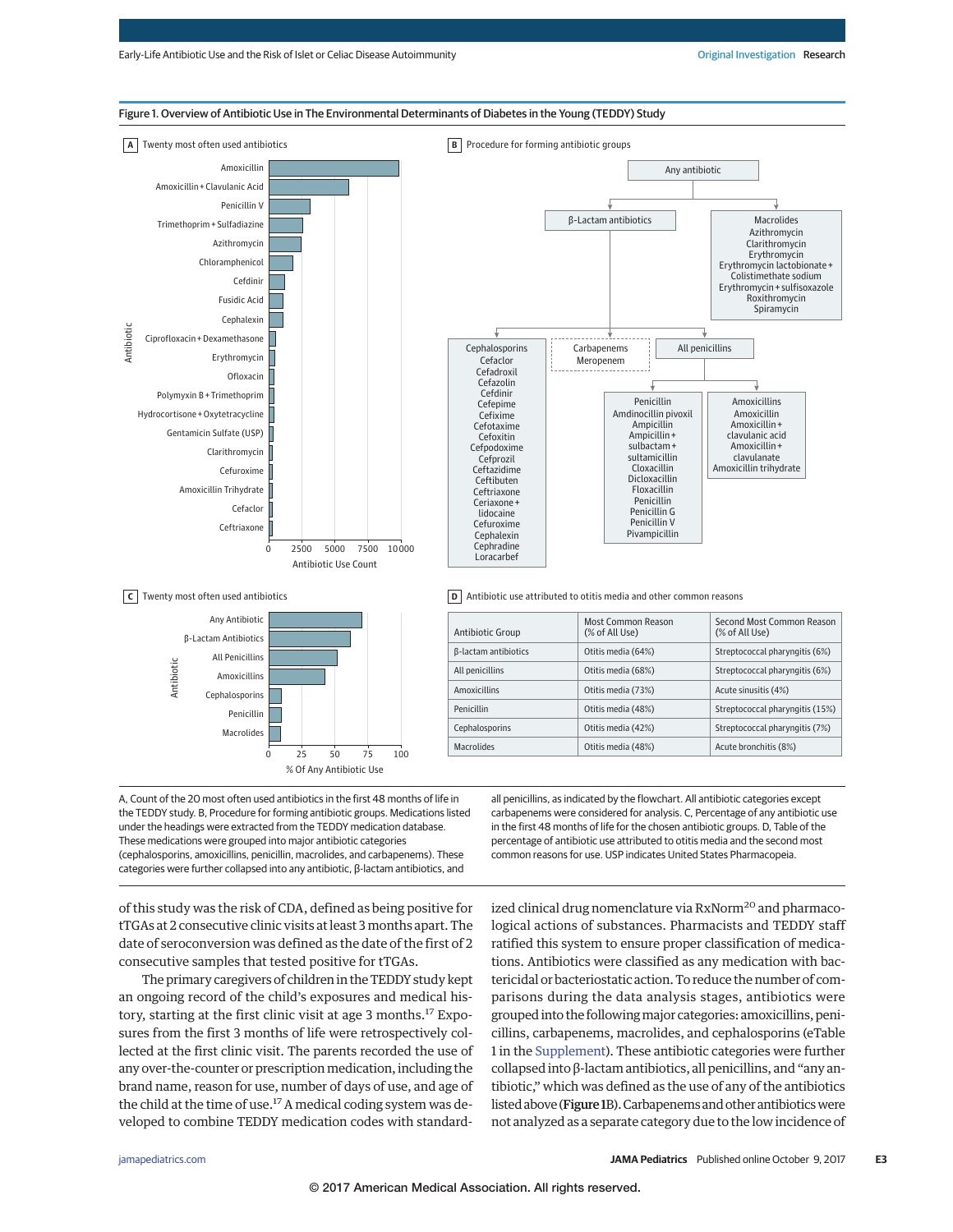Figure 1. Overview of Antibiotic Use in The Environmental Determinants of Diabetes in the Young (TEDDY) Study

A Twenty most often used antibiotics

B Procedure for forming antibiotic groups

C Twenty most often used antibiotics

D Antibiotic use attributed to otitis media and other common reasons

| Antibiotic Group | Most Common Reason (% of All Use) | Second Most Common Reason (% of All Use) |
|---|---|---|
| β-lactam antibiotics | Otitis media (64%) | Streptococcal pharyngitis (6%) |
| All penicillins | Otitis media (68%) | Streptococcal pharyngitis (6%) |
| Amoxicillins | Otitis media (73%) | Acute sinusitis (4%) |
| Penicillin | Otitis media (48%) | Streptococcal pharyngitis (15%) |
| Cephalosporins | Otitis media (42%) | Streptococcal pharyngitis (7%) |
| Macrolides | Otitis media (48%) | Acute bronchitis (8%) |

A, Count of the 20 most often used antibiotics in the first 48 months of life in the TEDDY study. B, Procedure for forming antibiotic groups. Medications listed under the headings were extracted from the TEDDY medication database. These medications were grouped into major antibiotic categories (cephalosporins, amoxicillins, penicillin, macrolides, and carbapenems). These categories were further collapsed into any antibiotic, β-lactam antibiotics, and all penicillins, as indicated by the flowchart. All antibiotic categories except carbapenems were considered for analysis. C, Percentage of any antibiotic use in the first 48 months of life for the chosen antibiotic groups. D, Table of the percentage of antibiotic use attributed to otitis media and the second most common reasons for use. USP indicates United States Pharmacopeia.

of this study was the risk of CDA, defined as being positive for tTGAs at 2 consecutive clinic visits at least 3 months apart. The date of seroconversion was defined as the date of the first of 2 consecutive samples that tested positive for tTGAs.

The primary caregivers of children in the TEDDY study kept an ongoing record of the child's exposures and medical history, starting at the first clinic visit at age 3 months.[17] Exposures from the first 3 months of life were retrospectively collected at the first clinic visit. The parents recorded the use of any over-the-counter or prescription medication, including the brand name, reason for use, number of days of use, and age of the child at the time of use.[17] A medical coding system was developed to combine TEDDY medication codes with standardized clinical drug nomenclature via RxNorm[20] and pharmacological actions of substances. Pharmacists and TEDDY staff ratified this system to ensure proper classification of medications. Antibiotics were classified as any medication with bactericidal or bacteriostatic action. To reduce the number of comparisons during the data analysis stages, antibiotics were grouped into the following major categories: amoxicillins, penicillins, carbapenems, macrolides, and cephalosporins (eTable 1 in the Supplement). These antibiotic categories were further collapsed into β-lactam antibiotics, all penicillins, and "any antibiotic," which was defined as the use of any of the antibiotics listed above (Figure 1B). Carbapenems and other antibiotics were not analyzed as a separate category due to the low incidence of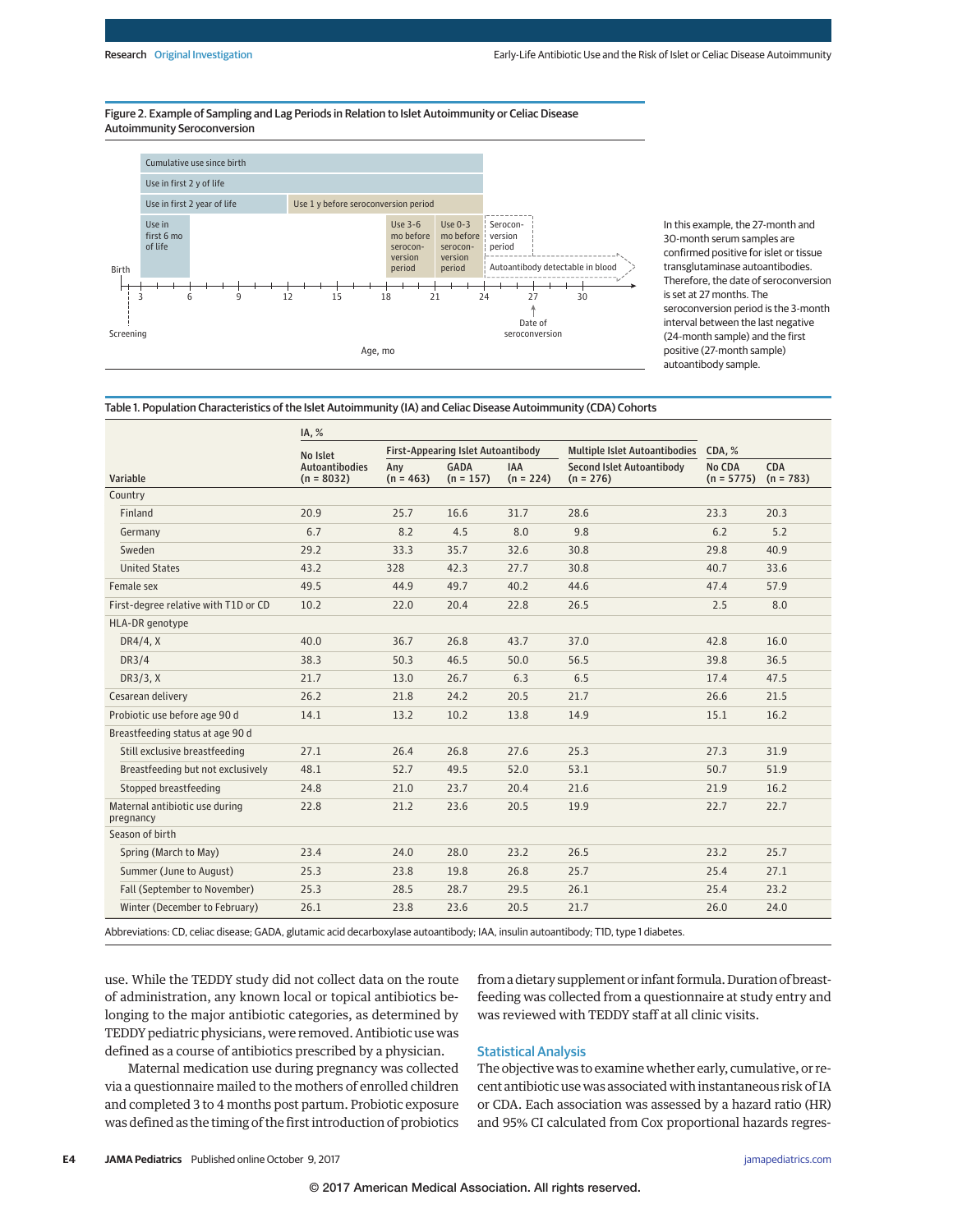Figure 2. Example of Sampling and Lag Periods in Relation to Islet Autoimmunity or Celiac Disease Autoimmunity Seroconversion

In this example, the 27-month and 30-month serum samples are confirmed positive for islet or tissue transglutaminase autoantibodies. Therefore, the date of seroconversion is set at 27 months. The seroconversion period is the 3-month interval between the last negative (24-month sample) and the first positive (27-month sample) autoantibody sample.

Table 1. Population Characteristics of the Islet Autoimmunity (IA) and Celiac Disease Autoimmunity (CDA) Cohorts

| Variable | IA, % | | | | | CDA, % | |
|---|---|---|---|---|---|---|---|
| | No Islet Autoantibodies (n = 8032) | First-Appearing Islet Autoantibody | | | Multiple Islet Autoantibodies | No CDA (n = 5775) | CDA (n = 783) |
| | | Any (n = 463) | GADA (n = 157) | IAA (n = 224) | Second Islet Autoantibody (n = 276) | | |
| Country | | | | | | | |
| Finland | 20.9 | 25.7 | 16.6 | 31.7 | 28.6 | 23.3 | 20.3 |
| Germany | 6.7 | 8.2 | 4.5 | 8.0 | 9.8 | 6.2 | 5.2 |
| Sweden | 29.2 | 33.3 | 35.7 | 32.6 | 30.8 | 29.8 | 40.9 |
| United States | 43.2 | 328 | 42.3 | 27.7 | 30.8 | 40.7 | 33.6 |
| Female sex | 49.5 | 44.9 | 49.7 | 40.2 | 44.6 | 47.4 | 57.9 |
| First-degree relative with T1D or CD | 10.2 | 22.0 | 20.4 | 22.8 | 26.5 | 2.5 | 8.0 |
| HLA-DR genotype | | | | | | | |
| DR4/4, X | 40.0 | 36.7 | 26.8 | 43.7 | 37.0 | 42.8 | 16.0 |
| DR3/4 | 38.3 | 50.3 | 46.5 | 50.0 | 56.5 | 39.8 | 36.5 |
| DR3/3, X | 21.7 | 13.0 | 26.7 | 6.3 | 6.5 | 17.4 | 47.5 |
| Cesarean delivery | 26.2 | 21.8 | 24.2 | 20.5 | 21.7 | 26.6 | 21.5 |
| Probiotic use before age 90 d | 14.1 | 13.2 | 10.2 | 13.8 | 14.9 | 15.1 | 16.2 |
| Breastfeeding status at age 90 d | | | | | | | |
| Still exclusive breastfeeding | 27.1 | 26.4 | 26.8 | 27.6 | 25.3 | 27.3 | 31.9 |
| Breastfeeding but not exclusively | 48.1 | 52.7 | 49.5 | 52.0 | 53.1 | 50.7 | 51.9 |
| Stopped breastfeeding | 24.8 | 21.0 | 23.7 | 20.4 | 21.6 | 21.9 | 16.2 |
| Maternal antibiotic use during pregnancy | 22.8 | 21.2 | 23.6 | 20.5 | 19.9 | 22.7 | 22.7 |
| Season of birth | | | | | | | |
| Spring (March to May) | 23.4 | 24.0 | 28.0 | 23.2 | 26.5 | 23.2 | 25.7 |
| Summer (June to August) | 25.3 | 23.8 | 19.8 | 26.8 | 25.7 | 25.4 | 27.1 |
| Fall (September to November) | 25.3 | 28.5 | 28.7 | 29.5 | 26.1 | 25.4 | 23.2 |
| Winter (December to February) | 26.1 | 23.8 | 23.6 | 20.5 | 21.7 | 26.0 | 24.0 |

Abbreviations: CD, celiac disease; GADA, glutamic acid decarboxylase autoantibody; IAA, insulin autoantibody; T1D, type 1 diabetes.

use. While the TEDDY study did not collect data on the route of administration, any known local or topical antibiotics belonging to the major antibiotic categories, as determined by TEDDY pediatric physicians, were removed. Antibiotic use was defined as a course of antibiotics prescribed by a physician.

Maternal medication use during pregnancy was collected via a questionnaire mailed to the mothers of enrolled children and completed 3 to 4 months post partum. Probiotic exposure was defined as the timing of the first introduction of probiotics from a dietary supplement or infant formula. Duration of breastfeeding was collected from a questionnaire at study entry and was reviewed with TEDDY staff at all clinic visits.

## Statistical Analysis

The objective was to examine whether early, cumulative, or recent antibiotic use was associated with instantaneous risk of IA or CDA. Each association was assessed by a hazard ratio (HR) and 95% CI calculated from Cox proportional hazards regres-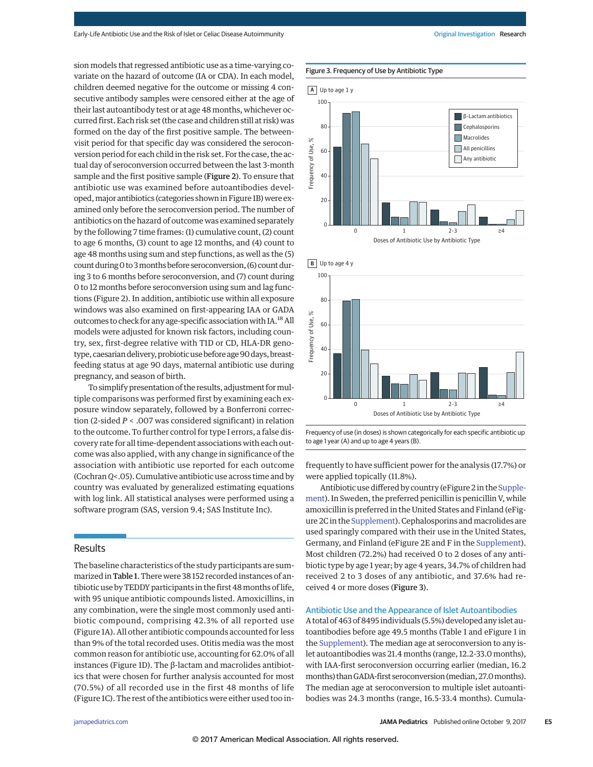sion models that regressed antibiotic use as a time-varying covariate on the hazard of outcome (IA or CDA). In each model, children deemed negative for the outcome or missing 4 consecutive antibody samples were censored either at the age of their last autoantibody test or at age 48 months, whichever occurred first. Each risk set (the case and children still at risk) was formed on the day of the first positive sample. The between-visit period for that specific day was considered the seroconversion period for each child in the risk set. For the case, the actual day of seroconversion occurred between the last 3-month sample and the first positive sample (**Figure 2**). To ensure that antibiotic use was examined before autoantibodies developed, major antibiotics (categories shown in Figure 1B) were examined only before the seroconversion period. The number of antibiotics on the hazard of outcome was examined separately by the following 7 time frames: (1) cumulative count, (2) count to age 6 months, (3) count to age 12 months, and (4) count to age 48 months using sum and step functions, as well as the (5) count during 0 to 3 months before seroconversion, (6) count during 3 to 6 months before seroconversion, and (7) count during 0 to 12 months before seroconversion using sum and lag functions (Figure 2). In addition, antibiotic use within all exposure windows was also examined on first-appearing IAA or GADA outcomes to check for any age-specific association with IA.[18] All models were adjusted for known risk factors, including country, sex, first-degree relative with T1D or CD, HLA-DR genotype, caesarian delivery, probiotic use before age 90 days, breastfeeding status at age 90 days, maternal antibiotic use during pregnancy, and season of birth.

To simplify presentation of the results, adjustment for multiple comparisons was performed first by examining each exposure window separately, followed by a Bonferroni correction (2-sided $P < .007$ was considered significant) in relation to the outcome. To further control for type I errors, a false discovery rate for all time-dependent associations with each outcome was also applied, with any change in significance of the association with antibiotic use reported for each outcome (Cochran $Q < .05$). Cumulative antibiotic use across time and by country was evaluated by generalized estimating equations with log link. All statistical analyses were performed using a software program (SAS, version 9.4; SAS Institute Inc).

## Results

The baseline characteristics of the study participants are summarized in **Table 1**. There were 38 152 recorded instances of antibiotic use by TEDDY participants in the first 48 months of life, with 95 unique antibiotic compounds listed. Amoxicillins, in any combination, were the single most commonly used antibiotic compound, comprising 42.3% of all reported use (Figure 1A). All other antibiotic compounds accounted for less than 9% of the total recorded uses. Otitis media was the most common reason for antibiotic use, accounting for 62.0% of all instances (Figure 1D). The β-lactam and macrolides antibiotics that were chosen for further analysis accounted for most (70.5%) of all recorded use in the first 48 months of life (Figure 1C). The rest of the antibiotics were either used too infrequently to have sufficient power for the analysis (17.7%) or were applied topically (11.8%).

Figure 3. Frequency of Use by Antibiotic Type

Frequency of use (in doses) is shown categorically for each specific antibiotic up to age 1 year (A) and up to age 4 years (B).

Antibiotic use differed by country (eFigure 2 in the Supplement). In Sweden, the preferred penicillin is penicillin V, while amoxicillin is preferred in the United States and Finland (eFigure 2C in the Supplement). Cephalosporins and macrolides are used sparingly compared with their use in the United States, Germany, and Finland (eFigure 2E and F in the Supplement). Most children (72.2%) had received 0 to 2 doses of any antibiotic type by age 1 year; by age 4 years, 34.7% of children had received 2 to 3 doses of any antibiotic, and 37.6% had received 4 or more doses (**Figure 3**).

### Antibiotic Use and the Appearance of Islet Autoantibodies

A total of 463 of 8495 individuals (5.5%) developed any islet autoantibodies before age 49.5 months (Table 1 and eFigure 1 in the Supplement). The median age at seroconversion to any islet autoantibodies was 21.4 months (range, 12.2-33.0 months), with IAA-first seroconversion occurring earlier (median, 16.2 months) than GADA-first seroconversion (median, 27.0 months). The median age at seroconversion to multiple islet autoantibodies was 24.3 months (range, 16.5-33.4 months). Cumula-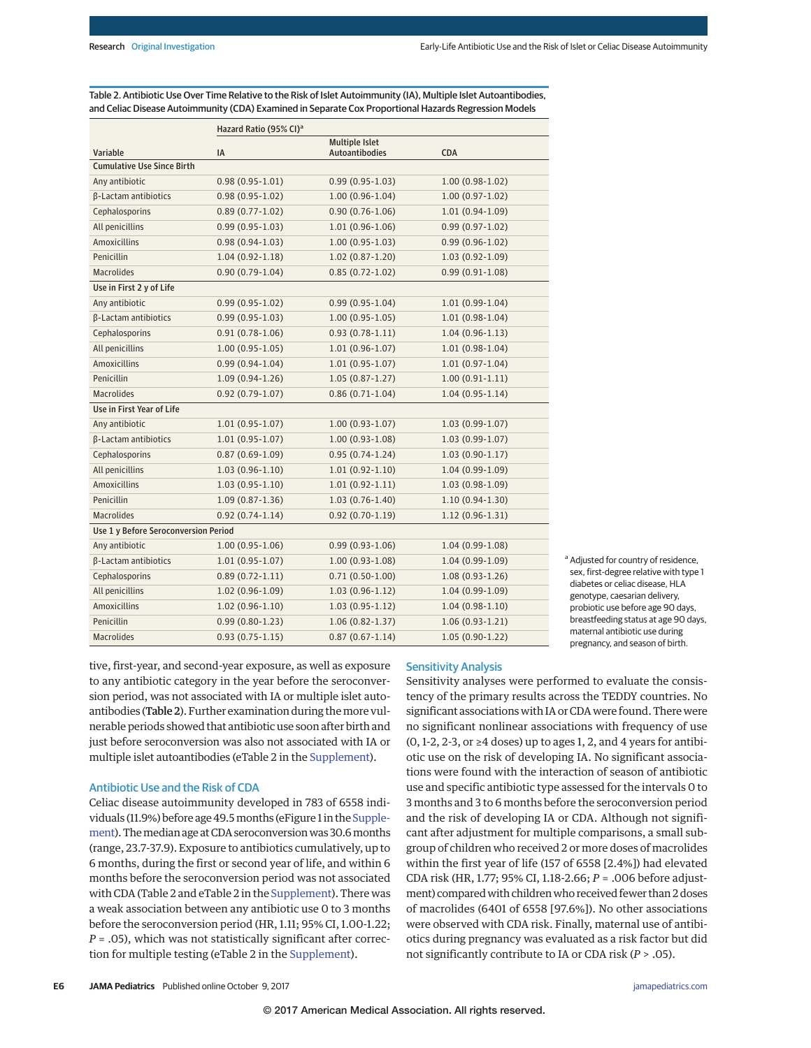Table 2. Antibiotic Use Over Time Relative to the Risk of Islet Autoimmunity (IA), Multiple Islet Autoantibodies, and Celiac Disease Autoimmunity (CDA) Examined in Separate Cox Proportional Hazards Regression Models

| Variable | Hazard Ratio (95% CI)[a] IA | Multiple Islet Autoantibodies | CDA |
|---|---|---|---|
| **Cumulative Use Since Birth** | | | |
| Any antibiotic | 0.98 (0.95-1.01) | 0.99 (0.95-1.03) | 1.00 (0.98-1.02) |
| β-Lactam antibiotics | 0.98 (0.95-1.02) | 1.00 (0.96-1.04) | 1.00 (0.97-1.02) |
| Cephalosporins | 0.89 (0.77-1.02) | 0.90 (0.76-1.06) | 1.01 (0.94-1.09) |
| All penicillins | 0.99 (0.95-1.03) | 1.01 (0.96-1.06) | 0.99 (0.97-1.02) |
| Amoxicillins | 0.98 (0.94-1.03) | 1.00 (0.95-1.03) | 0.99 (0.96-1.02) |
| Penicillin | 1.04 (0.92-1.18) | 1.02 (0.87-1.20) | 1.03 (0.92-1.09) |
| Macrolides | 0.90 (0.79-1.04) | 0.85 (0.72-1.02) | 0.99 (0.91-1.08) |
| **Use in First 2 y of Life** | | | |
| Any antibiotic | 0.99 (0.95-1.02) | 0.99 (0.95-1.04) | 1.01 (0.99-1.04) |
| β-Lactam antibiotics | 0.99 (0.95-1.03) | 1.00 (0.95-1.05) | 1.01 (0.98-1.04) |
| Cephalosporins | 0.91 (0.78-1.06) | 0.93 (0.78-1.11) | 1.04 (0.96-1.13) |
| All penicillins | 1.00 (0.95-1.05) | 1.01 (0.96-1.07) | 1.01 (0.98-1.04) |
| Amoxicillins | 0.99 (0.94-1.04) | 1.01 (0.95-1.07) | 1.01 (0.97-1.04) |
| Penicillin | 1.09 (0.94-1.26) | 1.05 (0.87-1.27) | 1.00 (0.91-1.11) |
| Macrolides | 0.92 (0.79-1.07) | 0.86 (0.71-1.04) | 1.04 (0.95-1.14) |
| **Use in First Year of Life** | | | |
| Any antibiotic | 1.01 (0.95-1.07) | 1.00 (0.93-1.07) | 1.03 (0.99-1.07) |
| β-Lactam antibiotics | 1.01 (0.95-1.07) | 1.00 (0.93-1.08) | 1.03 (0.99-1.07) |
| Cephalosporins | 0.87 (0.69-1.09) | 0.95 (0.74-1.24) | 1.03 (0.90-1.17) |
| All penicillins | 1.03 (0.96-1.10) | 1.01 (0.92-1.10) | 1.04 (0.99-1.09) |
| Amoxicillins | 1.03 (0.95-1.10) | 1.01 (0.92-1.11) | 1.03 (0.98-1.09) |
| Penicillin | 1.09 (0.87-1.36) | 1.03 (0.76-1.40) | 1.10 (0.94-1.30) |
| Macrolides | 0.92 (0.74-1.14) | 0.92 (0.70-1.19) | 1.12 (0.96-1.31) |
| **Use 1 y Before Seroconversion Period** | | | |
| Any antibiotic | 1.00 (0.95-1.06) | 0.99 (0.93-1.06) | 1.04 (0.99-1.08) |
| β-Lactam antibiotics | 1.01 (0.95-1.07) | 1.00 (0.93-1.08) | 1.04 (0.99-1.09) |
| Cephalosporins | 0.89 (0.72-1.11) | 0.71 (0.50-1.00) | 1.08 (0.93-1.26) |
| All penicillins | 1.02 (0.96-1.09) | 1.03 (0.96-1.12) | 1.04 (0.99-1.09) |
| Amoxicillins | 1.02 (0.96-1.10) | 1.03 (0.95-1.12) | 1.04 (0.98-1.10) |
| Penicillin | 0.99 (0.80-1.23) | 1.06 (0.82-1.37) | 1.06 (0.93-1.21) |
| Macrolides | 0.93 (0.75-1.15) | 0.87 (0.67-1.14) | 1.05 (0.90-1.22) |

[a] Adjusted for country of residence, sex, first-degree relative with type 1 diabetes or celiac disease, HLA genotype, caesarian delivery, probiotic use before age 90 days, breastfeeding status at age 90 days, maternal antibiotic use during pregnancy, and season of birth.

tive, first-year, and second-year exposure, as well as exposure to any antibiotic category in the year before the seroconversion period, was not associated with IA or multiple islet autoantibodies (**Table 2**). Further examination during the more vulnerable periods showed that antibiotic use soon after birth and just before seroconversion was also not associated with IA or multiple islet autoantibodies (eTable 2 in the Supplement).

### Antibiotic Use and the Risk of CDA

Celiac disease autoimmunity developed in 783 of 6558 individuals (11.9%) before age 49.5 months (eFigure 1 in the Supplement). The median age at CDA seroconversion was 30.6 months (range, 23.7-37.9). Exposure to antibiotics cumulatively, up to 6 months, during the first or second year of life, and within 6 months before the seroconversion period was not associated with CDA (Table 2 and eTable 2 in the Supplement). There was a weak association between any antibiotic use 0 to 3 months before the seroconversion period (HR, 1.11; 95% CI, 1.00-1.22; *P* = .05), which was not statistically significant after correction for multiple testing (eTable 2 in the Supplement).

### Sensitivity Analysis

Sensitivity analyses were performed to evaluate the consistency of the primary results across the TEDDY countries. No significant associations with IA or CDA were found. There were no significant nonlinear associations with frequency of use (0, 1-2, 2-3, or ≥4 doses) up to ages 1, 2, and 4 years for antibiotic use on the risk of developing IA. No significant associations were found with the interaction of season of antibiotic use and specific antibiotic type assessed for the intervals 0 to 3 months and 3 to 6 months before the seroconversion period and the risk of developing IA or CDA. Although not significant after adjustment for multiple comparisons, a small subgroup of children who received 2 or more doses of macrolides within the first year of life (157 of 6558 [2.4%]) had elevated CDA risk (HR, 1.77; 95% CI, 1.18-2.66; *P* = .006 before adjustment) compared with children who received fewer than 2 doses of macrolides (6401 of 6558 [97.6%]). No other associations were observed with CDA risk. Finally, maternal use of antibiotics during pregnancy was evaluated as a risk factor but did not significantly contribute to IA or CDA risk (*P* > .05).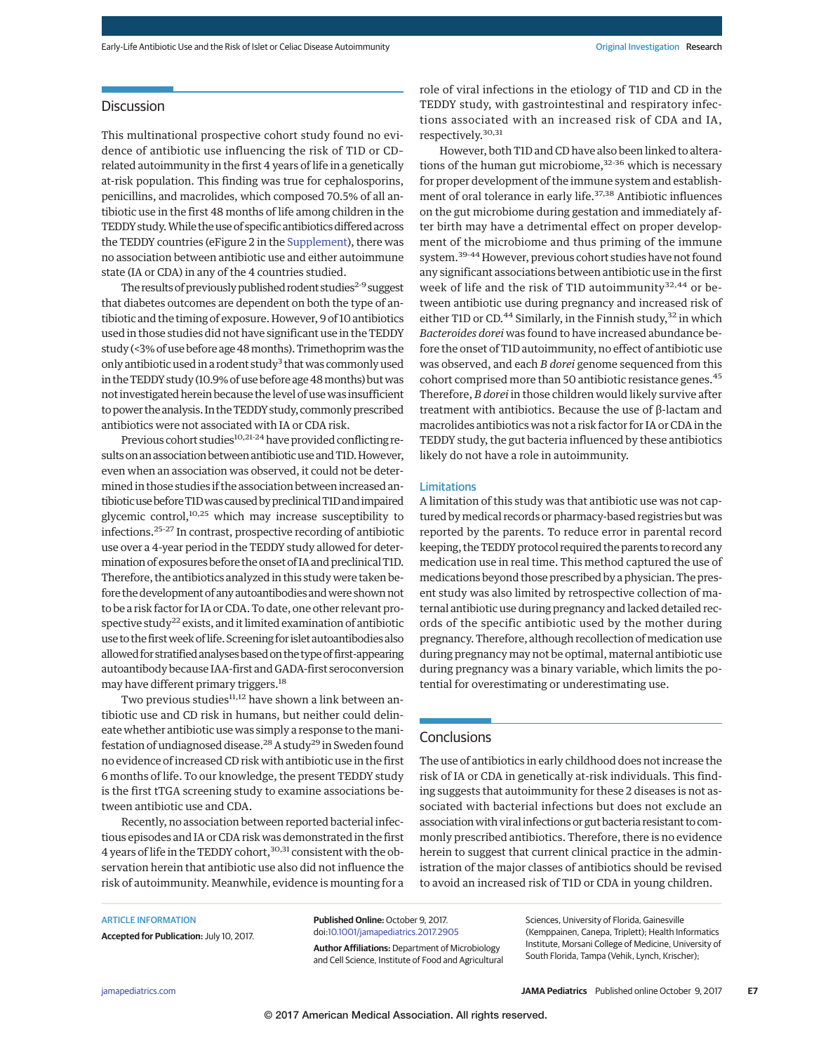## Discussion

This multinational prospective cohort study found no evidence of antibiotic use influencing the risk of T1D or CD-related autoimmunity in the first 4 years of life in a genetically at-risk population. This finding was true for cephalosporins, penicillins, and macrolides, which composed 70.5% of all antibiotic use in the first 48 months of life among children in the TEDDY study. While the use of specific antibiotics differed across the TEDDY countries (eFigure 2 in the Supplement), there was no association between antibiotic use and either autoimmune state (IA or CDA) in any of the 4 countries studied.

The results of previously published rodent studies[2-9] suggest that diabetes outcomes are dependent on both the type of antibiotic and the timing of exposure. However, 9 of 10 antibiotics used in those studies did not have significant use in the TEDDY study (<3% of use before age 48 months). Trimethoprim was the only antibiotic used in a rodent study[3] that was commonly used in the TEDDY study (10.9% of use before age 48 months) but was not investigated herein because the level of use was insufficient to power the analysis. In the TEDDY study, commonly prescribed antibiotics were not associated with IA or CDA risk.

Previous cohort studies[10,21-24] have provided conflicting results on an association between antibiotic use and T1D. However, even when an association was observed, it could not be determined in those studies if the association between increased antibiotic use before T1D was caused by preclinical T1D and impaired glycemic control,[10,25] which may increase susceptibility to infections.[25-27] In contrast, prospective recording of antibiotic use over a 4-year period in the TEDDY study allowed for determination of exposures before the onset of IA and preclinical T1D. Therefore, the antibiotics analyzed in this study were taken before the development of any autoantibodies and were shown not to be a risk factor for IA or CDA. To date, one other relevant prospective study[22] exists, and it limited examination of antibiotic use to the first week of life. Screening for islet autoantibodies also allowed for stratified analyses based on the type of first-appearing autoantibody because IAA-first and GADA-first seroconversion may have different primary triggers.[18]

Two previous studies[11,12] have shown a link between antibiotic use and CD risk in humans, but neither could delineate whether antibiotic use was simply a response to the manifestation of undiagnosed disease.[28] A study[29] in Sweden found no evidence of increased CD risk with antibiotic use in the first 6 months of life. To our knowledge, the present TEDDY study is the first tTGA screening study to examine associations between antibiotic use and CDA.

Recently, no association between reported bacterial infectious episodes and IA or CDA risk was demonstrated in the first 4 years of life in the TEDDY cohort,[30,31] consistent with the observation herein that antibiotic use also did not influence the risk of autoimmunity. Meanwhile, evidence is mounting for a role of viral infections in the etiology of T1D and CD in the TEDDY study, with gastrointestinal and respiratory infections associated with an increased risk of CDA and IA, respectively.[30,31]

However, both T1D and CD have also been linked to alterations of the human gut microbiome,[32-36] which is necessary for proper development of the immune system and establishment of oral tolerance in early life.[37,38] Antibiotic influences on the gut microbiome during gestation and immediately after birth may have a detrimental effect on proper development of the microbiome and thus priming of the immune system.[39-44] However, previous cohort studies have not found any significant associations between antibiotic use in the first week of life and the risk of T1D autoimmunity[32,44] or between antibiotic use during pregnancy and increased risk of either T1D or CD.[44] Similarly, in the Finnish study,[32] in which *Bacteroides dorei* was found to have increased abundance before the onset of T1D autoimmunity, no effect of antibiotic use was observed, and each *B dorei* genome sequenced from this cohort comprised more than 50 antibiotic resistance genes.[45] Therefore, *B dorei* in those children would likely survive after treatment with antibiotics. Because the use of β-lactam and macrolides antibiotics was not a risk factor for IA or CDA in the TEDDY study, the gut bacteria influenced by these antibiotics likely do not have a role in autoimmunity.

### Limitations

A limitation of this study was that antibiotic use was not captured by medical records or pharmacy-based registries but was reported by the parents. To reduce error in parental record keeping, the TEDDY protocol required the parents to record any medication use in real time. This method captured the use of medications beyond those prescribed by a physician. The present study was also limited by retrospective collection of maternal antibiotic use during pregnancy and lacked detailed records of the specific antibiotic used by the mother during pregnancy. Therefore, although recollection of medication use during pregnancy may not be optimal, maternal antibiotic use during pregnancy was a binary variable, which limits the potential for overestimating or underestimating use.

## Conclusions

The use of antibiotics in early childhood does not increase the risk of IA or CDA in genetically at-risk individuals. This finding suggests that autoimmunity for these 2 diseases is not associated with bacterial infections but does not exclude an association with viral infections or gut bacteria resistant to commonly prescribed antibiotics. Therefore, there is no evidence herein to suggest that current clinical practice in the administration of the major classes of antibiotics should be revised to avoid an increased risk of T1D or CDA in young children.

ARTICLE INFORMATION

**Accepted for Publication:** July 10, 2017.

**Published Online:** October 9, 2017. doi:10.1001/jamapediatrics.2017.2905

**Author Affiliations:** Department of Microbiology and Cell Science, Institute of Food and Agricultural Sciences, University of Florida, Gainesville (Kemppainen, Canepa, Triplett); Health Informatics Institute, Morsani College of Medicine, University of South Florida, Tampa (Vehik, Lynch, Krischer);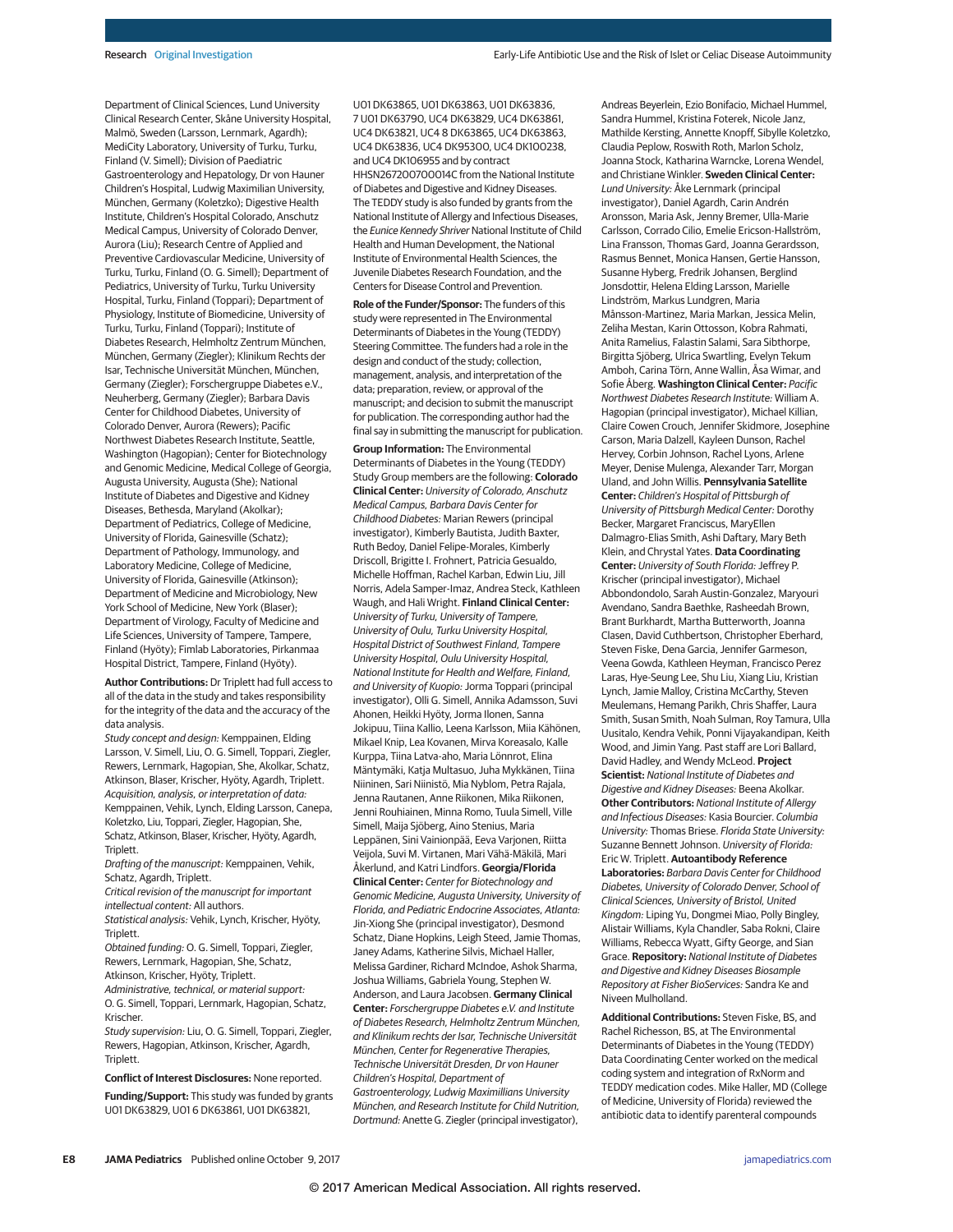Department of Clinical Sciences, Lund University Clinical Research Center, Skåne University Hospital, Malmö, Sweden (Larsson, Lernmark, Agardh); MediCity Laboratory, University of Turku, Turku, Finland (V. Simell); Division of Paediatric Gastroenterology and Hepatology, Dr von Hauner Children's Hospital, Ludwig Maximilian University, München, Germany (Koletzko); Digestive Health Institute, Children's Hospital Colorado, Anschutz Medical Campus, University of Colorado Denver, Aurora (Liu); Research Centre of Applied and Preventive Cardiovascular Medicine, University of Turku, Turku, Finland (O. G. Simell); Department of Pediatrics, University of Turku, Turku University Hospital, Turku, Finland (Toppari); Department of Physiology, Institute of Biomedicine, University of Turku, Turku, Finland (Toppari); Institute of Diabetes Research, Helmholtz Zentrum München, München, Germany (Ziegler); Klinikum Rechts der Isar, Technische Universität München, München, Germany (Ziegler); Forschergruppe Diabetes e.V., Neuherberg, Germany (Ziegler); Barbara Davis Center for Childhood Diabetes, University of Colorado Denver, Aurora (Rewers); Pacific Northwest Diabetes Research Institute, Seattle, Washington (Hagopian); Center for Biotechnology and Genomic Medicine, Medical College of Georgia, Augusta University, Augusta (She); National Institute of Diabetes and Digestive and Kidney Diseases, Bethesda, Maryland (Akolkar); Department of Pediatrics, College of Medicine, University of Florida, Gainesville (Schatz); Department of Pathology, Immunology, and Laboratory Medicine, College of Medicine, University of Florida, Gainesville (Atkinson); Department of Medicine and Microbiology, New York School of Medicine, New York (Blaser); Department of Virology, Faculty of Medicine and Life Sciences, University of Tampere, Tampere, Finland (Hyöty); Fimlab Laboratories, Pirkanmaa Hospital District, Tampere, Finland (Hyöty).

**Author Contributions:** Dr Triplett had full access to all of the data in the study and takes responsibility for the integrity of the data and the accuracy of the data analysis.

*Study concept and design:* Kemppainen, Elding Larsson, V. Simell, Liu, O. G. Simell, Toppari, Ziegler, Rewers, Lernmark, Hagopian, She, Akolkar, Schatz, Atkinson, Blaser, Krischer, Hyöty, Agardh, Triplett.

*Acquisition, analysis, or interpretation of data:* Kemppainen, Vehik, Lynch, Elding Larsson, Canepa, Koletzko, Liu, Toppari, Ziegler, Hagopian, She, Schatz, Atkinson, Blaser, Krischer, Hyöty, Agardh, Triplett.

*Drafting of the manuscript:* Kemppainen, Vehik, Schatz, Agardh, Triplett.

*Critical revision of the manuscript for important intellectual content:* All authors.

*Statistical analysis:* Vehik, Lynch, Krischer, Hyöty, Triplett.

*Obtained funding:* O. G. Simell, Toppari, Ziegler, Rewers, Lernmark, Hagopian, She, Schatz, Atkinson, Krischer, Hyöty, Triplett.

*Administrative, technical, or material support:* O. G. Simell, Toppari, Lernmark, Hagopian, Schatz, Krischer.

*Study supervision:* Liu, O. G. Simell, Toppari, Ziegler, Rewers, Hagopian, Atkinson, Krischer, Agardh, Triplett.

**Conflict of Interest Disclosures:** None reported.

**Funding/Support:** This study was funded by grants U01 DK63829, U01 6 DK63861, U01 DK63821, U01 DK63865, U01 DK63863, U01 DK63836, 7 U01 DK63790, UC4 DK63829, UC4 DK63861, UC4 DK63821, UC4 8 DK63865, UC4 DK63863, UC4 DK63836, UC4 DK95300, UC4 DK100238, and UC4 DK106955 and by contract HHSN267200700014C from the National Institute of Diabetes and Digestive and Kidney Diseases. The TEDDY study is also funded by grants from the National Institute of Allergy and Infectious Diseases, the *Eunice Kennedy Shriver* National Institute of Child Health and Human Development, the National Institute of Environmental Health Sciences, the Juvenile Diabetes Research Foundation, and the Centers for Disease Control and Prevention.

**Role of the Funder/Sponsor:** The funders of this study were represented in The Environmental Determinants of Diabetes in the Young (TEDDY) Steering Committee. The funders had a role in the design and conduct of the study; collection, management, analysis, and interpretation of the data; preparation, review, or approval of the manuscript; and decision to submit the manuscript for publication. The corresponding author had the final say in submitting the manuscript for publication.

**Group Information:** The Environmental Determinants of Diabetes in the Young (TEDDY) Study Group members are the following: **Colorado Clinical Center:** *University of Colorado, Anschutz Medical Campus, Barbara Davis Center for Childhood Diabetes:* Marian Rewers (principal investigator), Kimberly Bautista, Judith Baxter, Ruth Bedoy, Daniel Felipe-Morales, Kimberly Driscoll, Brigitte I. Frohnert, Patricia Gesualdo, Michelle Hoffman, Rachel Karban, Edwin Liu, Jill Norris, Adela Samper-Imaz, Andrea Steck, Kathleen Waugh, and Hali Wright. **Finland Clinical Center:** *University of Turku, University of Tampere, University of Oulu, Turku University Hospital, Hospital District of Southwest Finland, Tampere University Hospital, Oulu University Hospital, National Institute for Health and Welfare, Finland, and University of Kuopio:* Jorma Toppari (principal investigator), Olli G. Simell, Annika Adamsson, Suvi Ahonen, Heikki Hyöty, Jorma Ilonen, Sanna Jokipuu, Tiina Kallio, Leena Karlsson, Miia Kähönen, Mikael Knip, Lea Kovanen, Mirva Koreasalo, Kalle Kurppa, Tiina Latva-aho, Maria Lönnrot, Elina Mäntymäki, Katja Multasuo, Juha Mykkänen, Tiina Niininen, Sari Niinistö, Mia Nyblom, Petra Rajala, Jenna Rautanen, Anne Riikonen, Mika Riikonen, Jenni Rouhiainen, Minna Romo, Tuula Simell, Ville Simell, Maija Sjöberg, Aino Stenius, Maria Leppänen, Sini Vainionpää, Eeva Varjonen, Riitta Veijola, Suvi M. Virtanen, Mari Vähä-Mäkilä, Mari Åkerlund, and Katri Lindfors. **Georgia/Florida Clinical Center:** *Center for Biotechnology and Genomic Medicine, Augusta University, University of Florida, and Pediatric Endocrine Associates, Atlanta:* Jin-Xiong She (principal investigator), Desmond Schatz, Diane Hopkins, Leigh Steed, Jamie Thomas, Janey Adams, Katherine Silvis, Michael Haller, Melissa Gardiner, Richard McIndoe, Ashok Sharma, Joshua Williams, Gabriela Young, Stephen W. Anderson, and Laura Jacobsen. **Germany Clinical Center:** *Forschergruppe Diabetes e.V. and Institute of Diabetes Research, Helmholtz Zentrum München, and Klinikum rechts der Isar, Technische Universität München, Center for Regenerative Therapies, Technische Universität Dresden, Dr von Hauner Children's Hospital, Department of Gastroenterology, Ludwig Maximillians University München, and Research Institute for Child Nutrition, Dortmund:* Anette G. Ziegler (principal investigator), Andreas Beyerlein, Ezio Bonifacio, Michael Hummel, Sandra Hummel, Kristina Foterek, Nicole Janz, Mathilde Kersting, Annette Knopff, Sibylle Koletzko, Claudia Peplow, Roswith Roth, Marlon Scholz, Joanna Stock, Katharina Warncke, Lorena Wendel, and Christiane Winkler. **Sweden Clinical Center:** *Lund University:* Åke Lernmark (principal investigator), Daniel Agardh, Carin Andrén Aronsson, Maria Ask, Jenny Bremer, Ulla-Marie Carlsson, Corrado Cilio, Emelie Ericson-Hallström, Lina Fransson, Thomas Gard, Joanna Gerardsson, Rasmus Bennet, Monica Hansen, Gertie Hansson, Susanne Hyberg, Fredrik Johansen, Berglind Jonsdottir, Helena Elding Larsson, Marielle Lindström, Markus Lundgren, Maria Månsson-Martinez, Maria Markan, Jessica Melin, Zeliha Mestan, Karin Ottosson, Kobra Rahmati, Anita Ramelius, Falastin Salami, Sara Sibthorpe, Birgitta Sjöberg, Ulrica Swartling, Evelyn Tekum Amboh, Carina Törn, Anne Wallin, Åsa Wimar, and Sofie Åberg. **Washington Clinical Center:** *Pacific Northwest Diabetes Research Institute:* William A. Hagopian (principal investigator), Michael Killian, Claire Cowen Crouch, Jennifer Skidmore, Josephine Carson, Maria Dalzell, Kayleen Dunson, Rachel Hervey, Corbin Johnson, Rachel Lyons, Arlene Meyer, Denise Mulenga, Alexander Tarr, Morgan Uland, and John Willis. **Pennsylvania Satellite Center:** *Children's Hospital of Pittsburgh of University of Pittsburgh Medical Center:* Dorothy Becker, Margaret Franciscus, MaryEllen Dalmagro-Elias Smith, Ashi Daftary, Mary Beth Klein, and Chrystal Yates. **Data Coordinating Center:** *University of South Florida:* Jeffrey P. Krischer (principal investigator), Michael Abbondondolo, Sarah Austin-Gonzalez, Maryouri Avendano, Sandra Baethke, Rasheedah Brown, Brant Burkhardt, Martha Butterworth, Joanna Clasen, David Cuthbertson, Christopher Eberhard, Steven Fiske, Dena Garcia, Jennifer Garmeson, Veena Gowda, Kathleen Heyman, Francisco Perez Laras, Hye-Seung Lee, Shu Liu, Xiang Liu, Kristian Lynch, Jamie Malloy, Cristina McCarthy, Steven Meulemans, Hemang Parikh, Chris Shaffer, Laura Smith, Susan Smith, Noah Sulman, Roy Tamura, Ulla Uusitalo, Kendra Vehik, Ponni Vijayakandipan, Keith Wood, and Jimin Yang. Past staff are Lori Ballard, David Hadley, and Wendy McLeod. **Project Scientist:** *National Institute of Diabetes and Digestive and Kidney Diseases:* Beena Akolkar. **Other Contributors:** *National Institute of Allergy and Infectious Diseases:* Kasia Bourcier. *Columbia University:* Thomas Briese. *Florida State University:* Suzanne Bennett Johnson. *University of Florida:* Eric W. Triplett. **Autoantibody Reference Laboratories:** *Barbara Davis Center for Childhood Diabetes, University of Colorado Denver, School of Clinical Sciences, University of Bristol, United Kingdom:* Liping Yu, Dongmei Miao, Polly Bingley, Alistair Williams, Kyla Chandler, Saba Rokni, Claire Williams, Rebecca Wyatt, Gifty George, and Sian Grace. **Repository:** *National Institute of Diabetes and Digestive and Kidney Diseases Biosample Repository at Fisher BioServices:* Sandra Ke and Niveen Mulholland.

**Additional Contributions:** Steven Fiske, BS, and Rachel Richesson, BS, at The Environmental Determinants of Diabetes in the Young (TEDDY) Data Coordinating Center worked on the medical coding system and integration of RxNorm and TEDDY medication codes. Mike Haller, MD (College of Medicine, University of Florida) reviewed the antibiotic data to identify parenteral compounds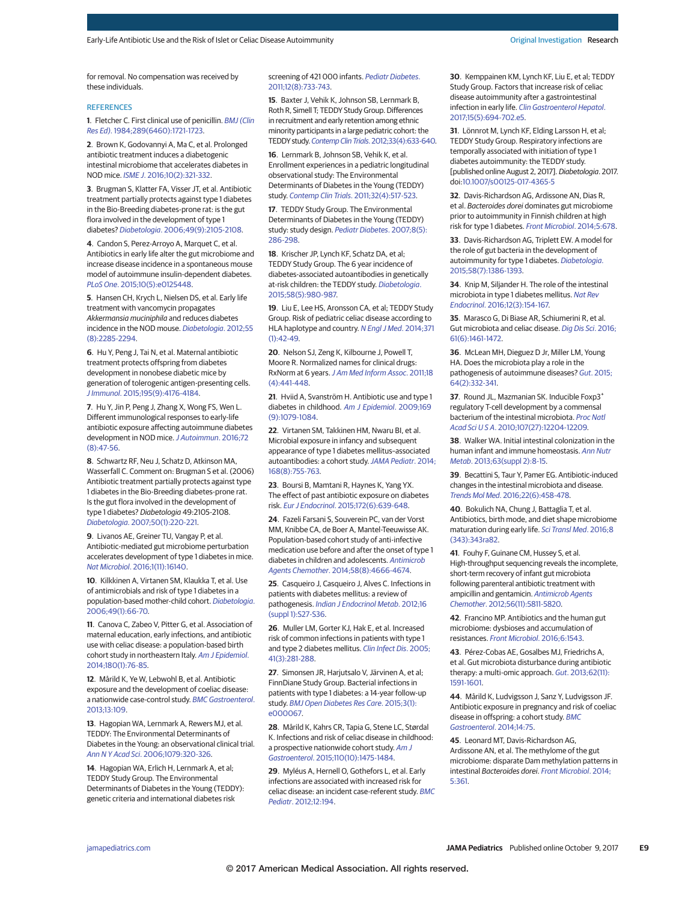for removal. No compensation was received by these individuals.

## REFERENCES

1. Fletcher C. First clinical use of penicillin. *BMJ (Clin Res Ed)*. 1984;289(6460):1721-1723.

2. Brown K, Godovannyi A, Ma C, et al. Prolonged antibiotic treatment induces a diabetogenic intestinal microbiome that accelerates diabetes in NOD mice. *ISME J*. 2016;10(2):321-332.

3. Brugman S, Klatter FA, Visser JT, et al. Antibiotic treatment partially protects against type 1 diabetes in the Bio-Breeding diabetes-prone rat: is the gut flora involved in the development of type 1 diabetes? *Diabetologia*. 2006;49(9):2105-2108.

4. Candon S, Perez-Arroyo A, Marquet C, et al. Antibiotics in early life alter the gut microbiome and increase disease incidence in a spontaneous mouse model of autoimmune insulin-dependent diabetes. *PLoS One*. 2015;10(5):e0125448.

5. Hansen CH, Krych L, Nielsen DS, et al. Early life treatment with vancomycin propagates *Akkermansia muciniphila* and reduces diabetes incidence in the NOD mouse. *Diabetologia*. 2012;55(8):2285-2294.

6. Hu Y, Peng J, Tai N, et al. Maternal antibiotic treatment protects offspring from diabetes development in nonobese diabetic mice by generation of tolerogenic antigen-presenting cells. *J Immunol*. 2015;195(9):4176-4184.

7. Hu Y, Jin P, Peng J, Zhang X, Wong FS, Wen L. Different immunological responses to early-life antibiotic exposure affecting autoimmune diabetes development in NOD mice. *J Autoimmun*. 2016;72(8):47-56.

8. Schwartz RF, Neu J, Schatz D, Atkinson MA, Wasserfall C. Comment on: Brugman S et al. (2006) Antibiotic treatment partially protects against type 1 diabetes in the Bio-Breeding diabetes-prone rat. Is the gut flora involved in the development of type 1 diabetes? *Diabetologia* 49:2105-2108. *Diabetologia*. 2007;50(1):220-221.

9. Livanos AE, Greiner TU, Vangay P, et al. Antibiotic-mediated gut microbiome perturbation accelerates development of type 1 diabetes in mice. *Nat Microbiol*. 2016;1(11):16140.

10. Kilkkinen A, Virtanen SM, Klaukka T, et al. Use of antimicrobials and risk of type 1 diabetes in a population-based mother-child cohort. *Diabetologia*. 2006;49(1):66-70.

11. Canova C, Zabeo V, Pitter G, et al. Association of maternal education, early infections, and antibiotic use with celiac disease: a population-based birth cohort study in northeastern Italy. *Am J Epidemiol*. 2014;180(1):76-85.

12. Mårild K, Ye W, Lebwohl B, et al. Antibiotic exposure and the development of coeliac disease: a nationwide case-control study. *BMC Gastroenterol*. 2013;13:109.

13. Hagopian WA, Lernmark A, Rewers MJ, et al. TEDDY: The Environmental Determinants of Diabetes in the Young: an observational clinical trial. *Ann N Y Acad Sci*. 2006;1079:320-326.

14. Hagopian WA, Erlich H, Lernmark A, et al; TEDDY Study Group. The Environmental Determinants of Diabetes in the Young (TEDDY): genetic criteria and international diabetes risk screening of 421 000 infants. *Pediatr Diabetes*. 2011;12(8):733-743.

15. Baxter J, Vehik K, Johnson SB, Lernmark B, Roth R, Simell T; TEDDY Study Group. Differences in recruitment and early retention among ethnic minority participants in a large pediatric cohort: the TEDDY study. *Contemp Clin Trials*. 2012;33(4):633-640.

16. Lernmark B, Johnson SB, Vehik K, et al. Enrollment experiences in a pediatric longitudinal observational study: The Environmental Determinants of Diabetes in the Young (TEDDY) study. *Contemp Clin Trials*. 2011;32(4):517-523.

17. TEDDY Study Group. The Environmental Determinants of Diabetes in the Young (TEDDY) study: study design. *Pediatr Diabetes*. 2007;8(5):286-298.

18. Krischer JP, Lynch KF, Schatz DA, et al; TEDDY Study Group. The 6 year incidence of diabetes-associated autoantibodies in genetically at-risk children: the TEDDY study. *Diabetologia*. 2015;58(5):980-987.

19. Liu E, Lee HS, Aronsson CA, et al; TEDDY Study Group. Risk of pediatric celiac disease according to HLA haplotype and country. *N Engl J Med*. 2014;371(1):42-49.

20. Nelson SJ, Zeng K, Kilbourne J, Powell T, Moore R. Normalized names for clinical drugs: RxNorm at 6 years. *J Am Med Inform Assoc*. 2011;18(4):441-448.

21. Hviid A, Svanström H. Antibiotic use and type 1 diabetes in childhood. *Am J Epidemiol*. 2009;169(9):1079-1084.

22. Virtanen SM, Takkinen HM, Nwaru BI, et al. Microbial exposure in infancy and subsequent appearance of type 1 diabetes mellitus-associated autoantibodies: a cohort study. *JAMA Pediatr*. 2014;168(8):755-763.

23. Boursi B, Mamtani R, Haynes K, Yang YX. The effect of past antibiotic exposure on diabetes risk. *Eur J Endocrinol*. 2015;172(6):639-648.

24. Fazeli Farsani S, Souverein PC, van der Vorst MM, Knibbe CA, de Boer A, Mantel-Teeuwisse AK. Population-based cohort study of anti-infective medication use before and after the onset of type 1 diabetes in children and adolescents. *Antimicrob Agents Chemother*. 2014;58(8):4666-4674.

25. Casqueiro J, Casqueiro J, Alves C. Infections in patients with diabetes mellitus: a review of pathogenesis. *Indian J Endocrinol Metab*. 2012;16(suppl 1):S27-S36.

26. Muller LM, Gorter KJ, Hak E, et al. Increased risk of common infections in patients with type 1 and type 2 diabetes mellitus. *Clin Infect Dis*. 2005;41(3):281-288.

27. Simonsen JR, Harjutsalo V, Järvinen A, et al; FinnDiane Study Group. Bacterial infections in patients with type 1 diabetes: a 14-year follow-up study. *BMJ Open Diabetes Res Care*. 2015;3(1):e000067.

28. Mårild K, Kahrs CR, Tapia G, Stene LC, Størdal K. Infections and risk of celiac disease in childhood: a prospective nationwide cohort study. *Am J Gastroenterol*. 2015;110(10):1475-1484.

29. Myléus A, Hernell O, Gothefors L, et al. Early infections are associated with increased risk for celiac disease: an incident case-referent study. *BMC Pediatr*. 2012;12:194.

30. Kemppainen KM, Lynch KF, Liu E, et al; TEDDY Study Group. Factors that increase risk of celiac disease autoimmunity after a gastrointestinal infection in early life. *Clin Gastroenterol Hepatol*. 2017;15(5):694-702.e5.

31. Lönnrot M, Lynch KF, Elding Larsson H, et al; TEDDY Study Group. Respiratory infections are temporally associated with initiation of type 1 diabetes autoimmunity: the TEDDY study. [published online August 2, 2017]. *Diabetologia*. 2017. doi:10.1007/s00125-017-4365-5

32. Davis-Richardson AG, Ardissone AN, Dias R, et al. *Bacteroides dorei* dominates gut microbiome prior to autoimmunity in Finnish children at high risk for type 1 diabetes. *Front Microbiol*. 2014;5:678.

33. Davis-Richardson AG, Triplett EW. A model for the role of gut bacteria in the development of autoimmunity for type 1 diabetes. *Diabetologia*. 2015;58(7):1386-1393.

34. Knip M, Siljander H. The role of the intestinal microbiota in type 1 diabetes mellitus. *Nat Rev Endocrinol*. 2016;12(3):154-167.

35. Marasco G, Di Biase AR, Schiumerini R, et al. Gut microbiota and celiac disease. *Dig Dis Sci*. 2016;61(6):1461-1472.

36. McLean MH, Dieguez D Jr, Miller LM, Young HA. Does the microbiota play a role in the pathogenesis of autoimmune diseases? *Gut*. 2015;64(2):332-341.

37. Round JL, Mazmanian SK. Inducible Foxp3$^+$ regulatory T-cell development by a commensal bacterium of the intestinal microbiota. *Proc Natl Acad Sci U S A*. 2010;107(27):12204-12209.

38. Walker WA. Initial intestinal colonization in the human infant and immune homeostasis. *Ann Nutr Metab*. 2013;63(suppl 2):8-15.

39. Becattini S, Taur Y, Pamer EG. Antibiotic-induced changes in the intestinal microbiota and disease. *Trends Mol Med*. 2016;22(6):458-478.

40. Bokulich NA, Chung J, Battaglia T, et al. Antibiotics, birth mode, and diet shape microbiome maturation during early life. *Sci Transl Med*. 2016;8(343):343ra82.

41. Fouhy F, Guinane CM, Hussey S, et al. High-throughput sequencing reveals the incomplete, short-term recovery of infant gut microbiota following parenteral antibiotic treatment with ampicillin and gentamicin. *Antimicrob Agents Chemother*. 2012;56(11):5811-5820.

42. Francino MP. Antibiotics and the human gut microbiome: dysbioses and accumulation of resistances. *Front Microbiol*. 2016;6:1543.

43. Pérez-Cobas AE, Gosalbes MJ, Friedrichs A, et al. Gut microbiota disturbance during antibiotic therapy: a multi-omic approach. *Gut*. 2013;62(11):1591-1601.

44. Mårild K, Ludvigsson J, Sanz Y, Ludvigsson JF. Antibiotic exposure in pregnancy and risk of coeliac disease in offspring: a cohort study. *BMC Gastroenterol*. 2014;14:75.

45. Leonard MT, Davis-Richardson AG, Ardissone AN, et al. The methylome of the gut microbiome: disparate Dam methylation patterns in intestinal *Bacteroides dorei*. *Front Microbiol*. 2014;5:361.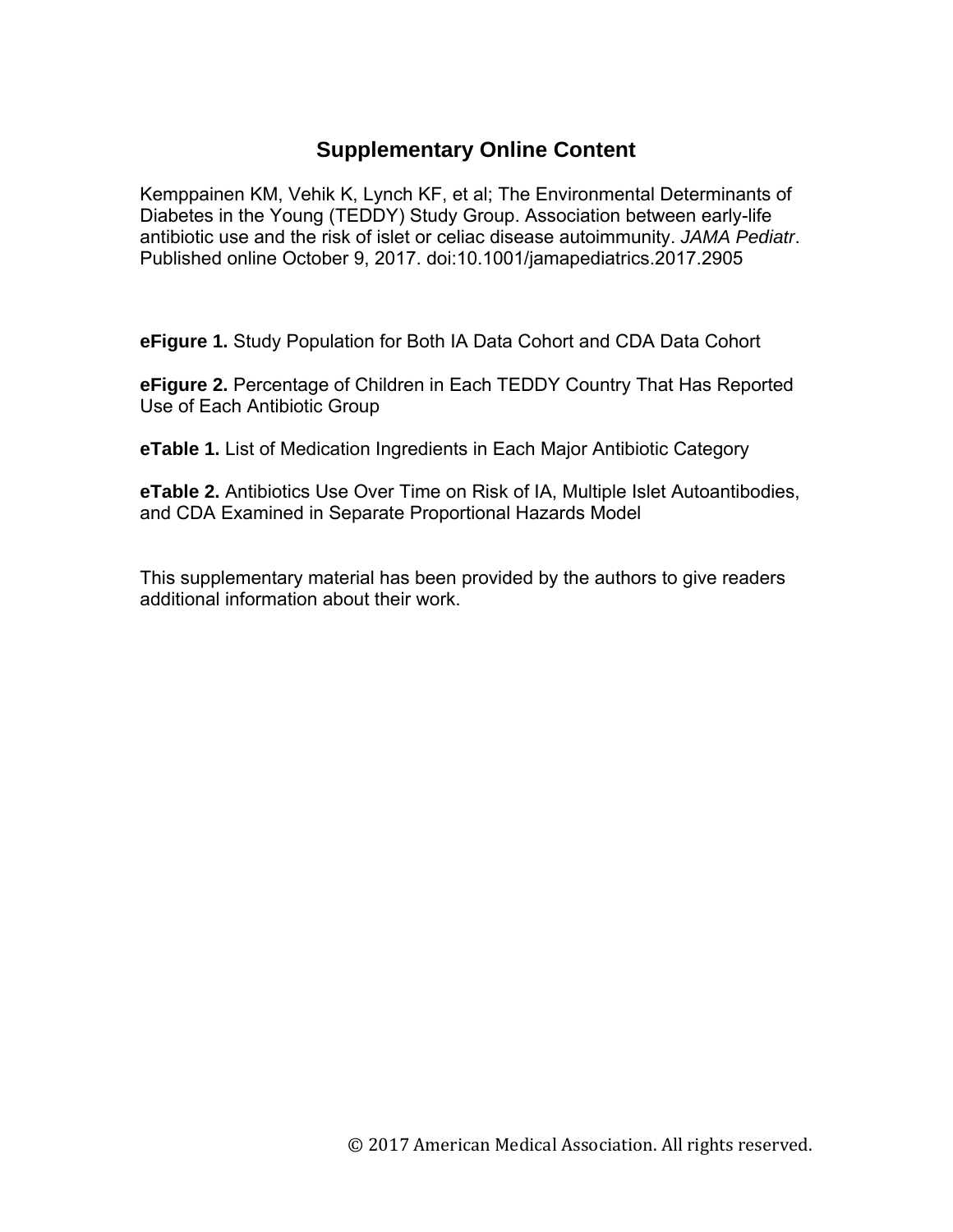# Supplementary Online Content

Kemppainen KM, Vehik K, Lynch KF, et al; The Environmental Determinants of Diabetes in the Young (TEDDY) Study Group. Association between early-life antibiotic use and the risk of islet or celiac disease autoimmunity. *JAMA Pediatr*. Published online October 9, 2017. doi:10.1001/jamapediatrics.2017.2905

**eFigure 1.** Study Population for Both IA Data Cohort and CDA Data Cohort

**eFigure 2.** Percentage of Children in Each TEDDY Country That Has Reported Use of Each Antibiotic Group

**eTable 1.** List of Medication Ingredients in Each Major Antibiotic Category

**eTable 2.** Antibiotics Use Over Time on Risk of IA, Multiple Islet Autoantibodies, and CDA Examined in Separate Proportional Hazards Model

This supplementary material has been provided by the authors to give readers additional information about their work.

© 2017 American Medical Association. All rights reserved.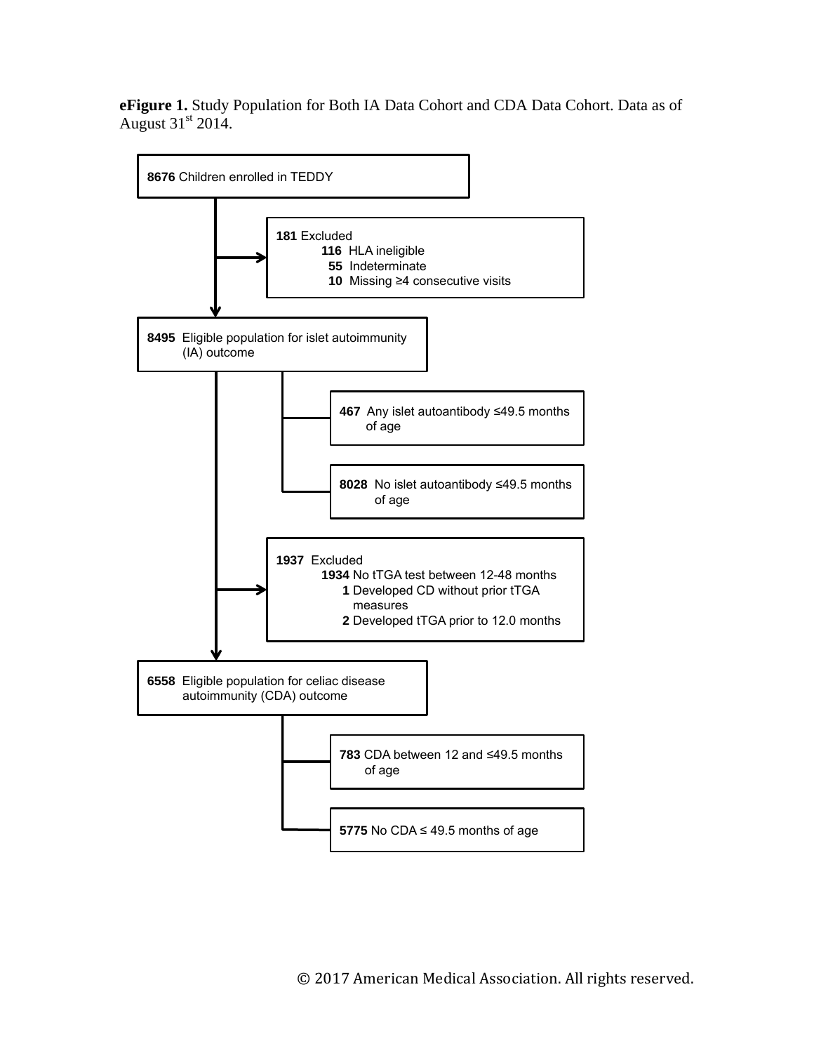**eFigure 1.** Study Population for Both IA Data Cohort and CDA Data Cohort. Data as of August 31st 2014.

**8676** Children enrolled in TEDDY

**181** Excluded
- **116** HLA ineligible
- **55** Indeterminate
- **10** Missing ≥4 consecutive visits

**8495** Eligible population for islet autoimmunity (IA) outcome

- **467** Any islet autoantibody ≤49.5 months of age
- **8028** No islet autoantibody ≤49.5 months of age

**1937** Excluded
- **1934** No tTGA test between 12-48 months
- **1** Developed CD without prior tTGA measures
- **2** Developed tTGA prior to 12.0 months

**6558** Eligible population for celiac disease autoimmunity (CDA) outcome

- **783** CDA between 12 and ≤49.5 months of age
- **5775** No CDA ≤ 49.5 months of age

© 2017 American Medical Association. All rights reserved.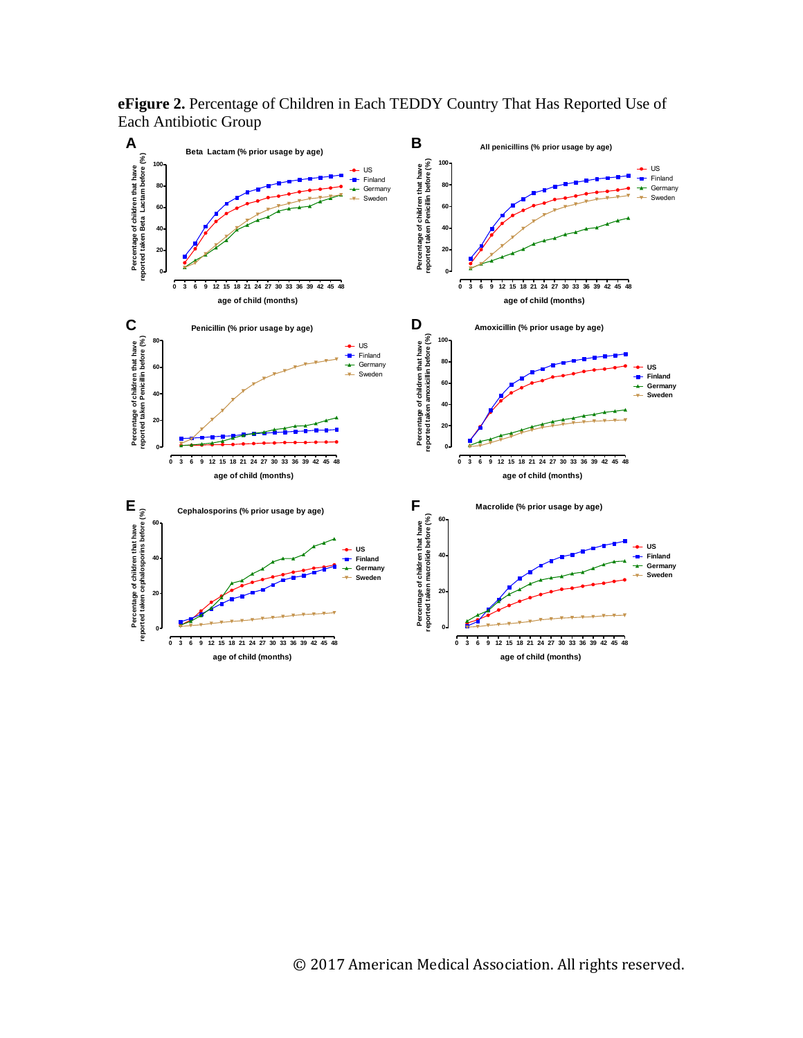**eFigure 2.** Percentage of Children in Each TEDDY Country That Has Reported Use of Each Antibiotic Group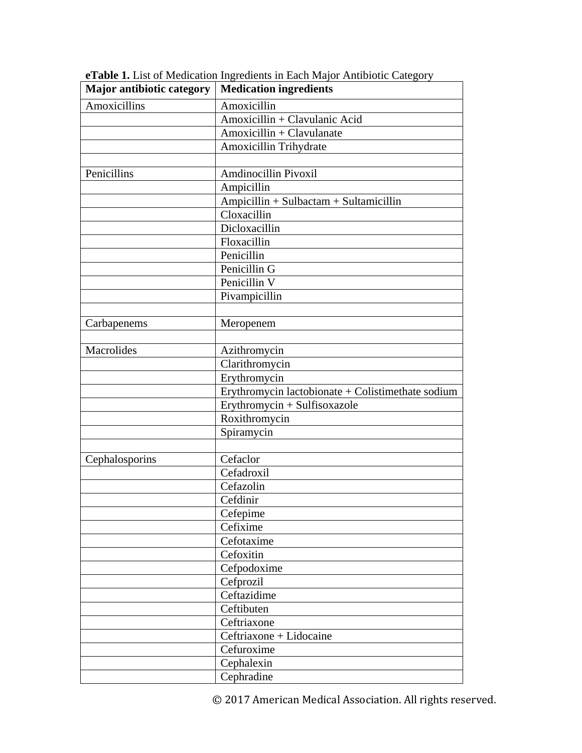**eTable 1.** List of Medication Ingredients in Each Major Antibiotic Category

| Major antibiotic category | Medication ingredients |
| --- | --- |
| Amoxicillins | Amoxicillin |
| | Amoxicillin + Clavulanic Acid |
| | Amoxicillin + Clavulanate |
| | Amoxicillin Trihydrate |
| | |
| Penicillins | Amdinocillin Pivoxil |
| | Ampicillin |
| | Ampicillin + Sulbactam + Sultamicillin |
| | Cloxacillin |
| | Dicloxacillin |
| | Floxacillin |
| | Penicillin |
| | Penicillin G |
| | Penicillin V |
| | Pivampicillin |
| | |
| Carbapenems | Meropenem |
| | |
| Macrolides | Azithromycin |
| | Clarithromycin |
| | Erythromycin |
| | Erythromycin lactobionate + Colistimethate sodium |
| | Erythromycin + Sulfisoxazole |
| | Roxithromycin |
| | Spiramycin |
| | |
| Cephalosporins | Cefaclor |
| | Cefadroxil |
| | Cefazolin |
| | Cefdinir |
| | Cefepime |
| | Cefixime |
| | Cefotaxime |
| | Cefoxitin |
| | Cefpodoxime |
| | Cefprozil |
| | Ceftazidime |
| | Ceftibuten |
| | Ceftriaxone |
| | Ceftriaxone + Lidocaine |
| | Cefuroxime |
| | Cephalexin |
| | Cephradine |

© 2017 American Medical Association. All rights reserved.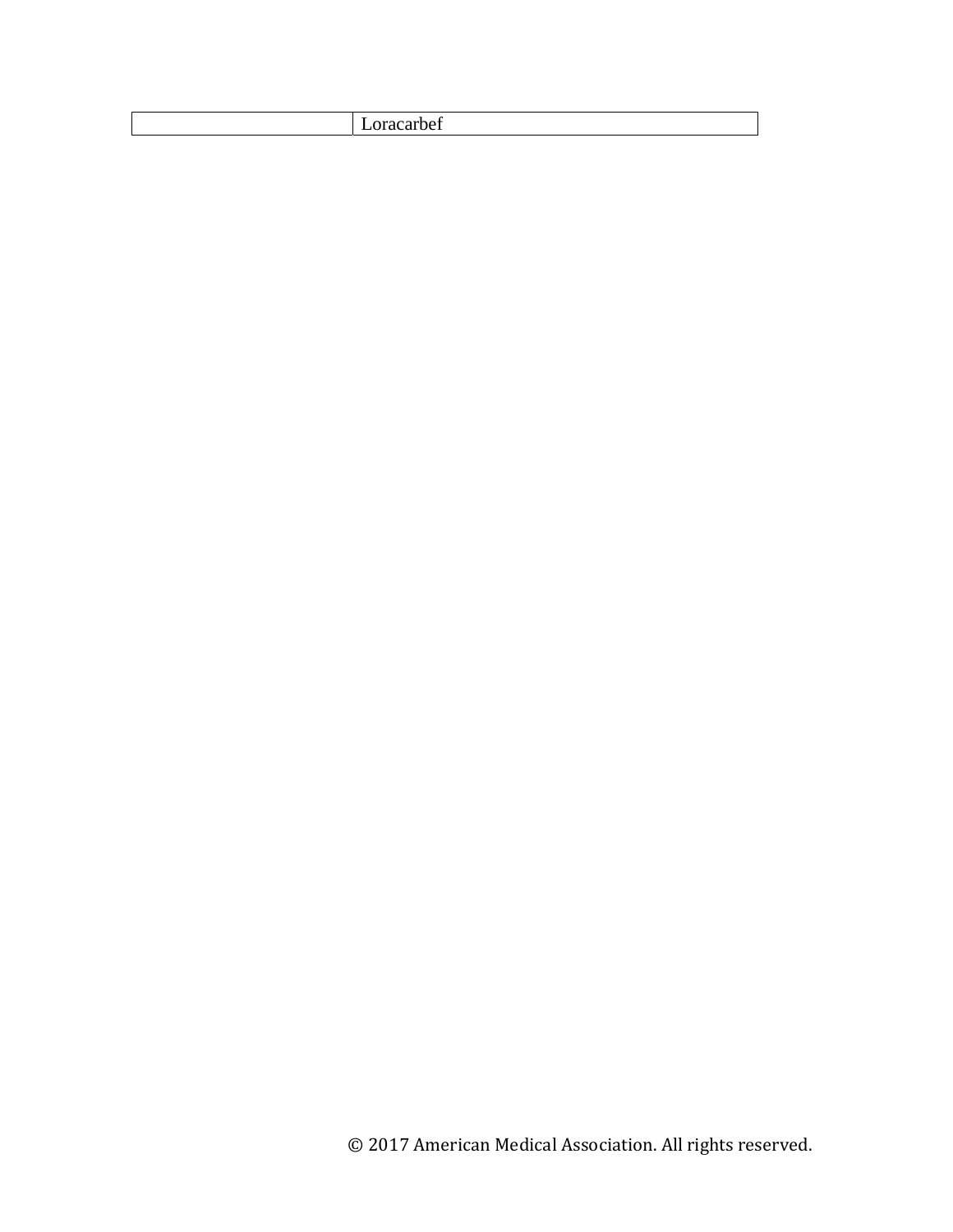| | |
|---|---|
| | Loracarbef |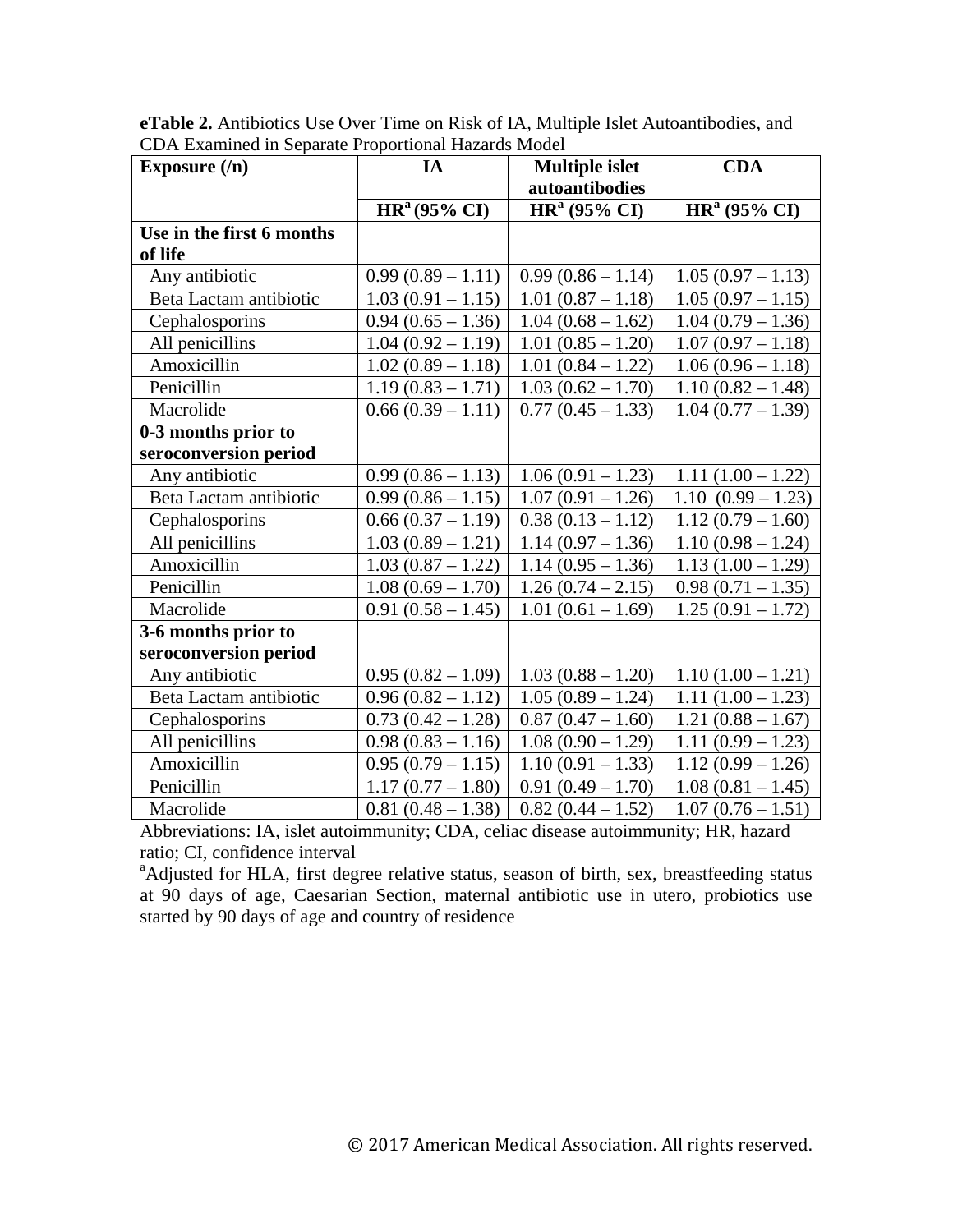**eTable 2.** Antibiotics Use Over Time on Risk of IA, Multiple Islet Autoantibodies, and CDA Examined in Separate Proportional Hazards Model

| Exposure (/n) | IA | Multiple islet autoantibodies | CDA |
|---|---|---|---|
| | **HR[a] (95% CI)** | **HR[a] (95% CI)** | **HR[a] (95% CI)** |
| **Use in the first 6 months of life** | | | |
| Any antibiotic | 0.99 (0.89 – 1.11) | 0.99 (0.86 – 1.14) | 1.05 (0.97 – 1.13) |
| Beta Lactam antibiotic | 1.03 (0.91 – 1.15) | 1.01 (0.87 – 1.18) | 1.05 (0.97 – 1.15) |
| Cephalosporins | 0.94 (0.65 – 1.36) | 1.04 (0.68 – 1.62) | 1.04 (0.79 – 1.36) |
| All penicillins | 1.04 (0.92 – 1.19) | 1.01 (0.85 – 1.20) | 1.07 (0.97 – 1.18) |
| Amoxicillin | 1.02 (0.89 – 1.18) | 1.01 (0.84 – 1.22) | 1.06 (0.96 – 1.18) |
| Penicillin | 1.19 (0.83 – 1.71) | 1.03 (0.62 – 1.70) | 1.10 (0.82 – 1.48) |
| Macrolide | 0.66 (0.39 – 1.11) | 0.77 (0.45 – 1.33) | 1.04 (0.77 – 1.39) |
| **0-3 months prior to seroconversion period** | | | |
| Any antibiotic | 0.99 (0.86 – 1.13) | 1.06 (0.91 – 1.23) | 1.11 (1.00 – 1.22) |
| Beta Lactam antibiotic | 0.99 (0.86 – 1.15) | 1.07 (0.91 – 1.26) | 1.10 (0.99 – 1.23) |
| Cephalosporins | 0.66 (0.37 – 1.19) | 0.38 (0.13 – 1.12) | 1.12 (0.79 – 1.60) |
| All penicillins | 1.03 (0.89 – 1.21) | 1.14 (0.97 – 1.36) | 1.10 (0.98 – 1.24) |
| Amoxicillin | 1.03 (0.87 – 1.22) | 1.14 (0.95 – 1.36) | 1.13 (1.00 – 1.29) |
| Penicillin | 1.08 (0.69 – 1.70) | 1.26 (0.74 – 2.15) | 0.98 (0.71 – 1.35) |
| Macrolide | 0.91 (0.58 – 1.45) | 1.01 (0.61 – 1.69) | 1.25 (0.91 – 1.72) |
| **3-6 months prior to seroconversion period** | | | |
| Any antibiotic | 0.95 (0.82 – 1.09) | 1.03 (0.88 – 1.20) | 1.10 (1.00 – 1.21) |
| Beta Lactam antibiotic | 0.96 (0.82 – 1.12) | 1.05 (0.89 – 1.24) | 1.11 (1.00 – 1.23) |
| Cephalosporins | 0.73 (0.42 – 1.28) | 0.87 (0.47 – 1.60) | 1.21 (0.88 – 1.67) |
| All penicillins | 0.98 (0.83 – 1.16) | 1.08 (0.90 – 1.29) | 1.11 (0.99 – 1.23) |
| Amoxicillin | 0.95 (0.79 – 1.15) | 1.10 (0.91 – 1.33) | 1.12 (0.99 – 1.26) |
| Penicillin | 1.17 (0.77 – 1.80) | 0.91 (0.49 – 1.70) | 1.08 (0.81 – 1.45) |
| Macrolide | 0.81 (0.48 – 1.38) | 0.82 (0.44 – 1.52) | 1.07 (0.76 – 1.51) |

Abbreviations: IA, islet autoimmunity; CDA, celiac disease autoimmunity; HR, hazard ratio; CI, confidence interval

[a]Adjusted for HLA, first degree relative status, season of birth, sex, breastfeeding status at 90 days of age, Caesarian Section, maternal antibiotic use in utero, probiotics use started by 90 days of age and country of residence

© 2017 American Medical Association. All rights reserved.